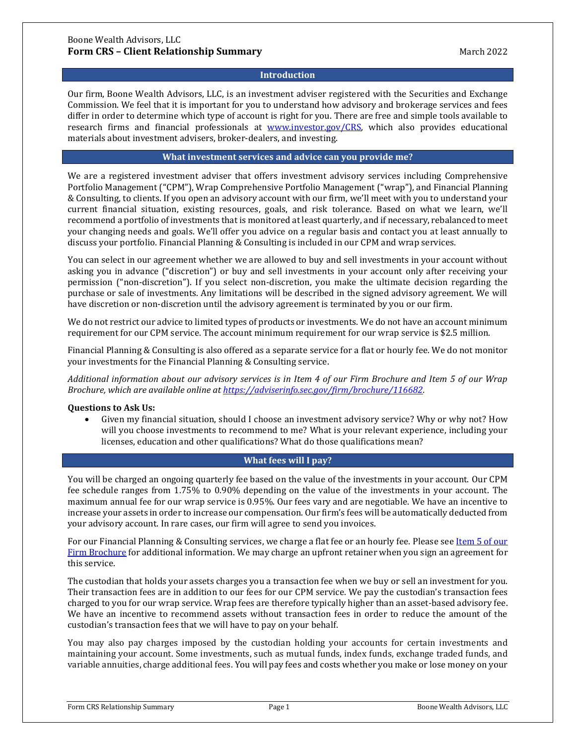Boone Wealth Advisors, LLC

# Form CRS – Client Relationship Summary

March 2022

## Introduction

Our firm, Boone Wealth Advisors, LLC, is an investment adviser registered with the Securities and Exchange Commission. We feel that it is important for you to understand how advisory and brokerage services and fees differ in order to determine which type of account is right for you. There are free and simple tools available to research firms and financial professionals at [www.investor.gov/CRS](www.investor.gov/CRS), which also provides educational materials about investment advisers, broker-dealers, and investing.

## What investment services and advice can you provide me?

We are a registered investment adviser that offers investment advisory services including Comprehensive Portfolio Management ("CPM"), Wrap Comprehensive Portfolio Management ("wrap"), and Financial Planning & Consulting, to clients. If you open an advisory account with our firm, we'll meet with you to understand your current financial situation, existing resources, goals, and risk tolerance. Based on what we learn, we'll recommend a portfolio of investments that is monitored at least quarterly, and if necessary, rebalanced to meet your changing needs and goals. We'll offer you advice on a regular basis and contact you at least annually to discuss your portfolio. Financial Planning & Consulting is included in our CPM and wrap services.

You can select in our agreement whether we are allowed to buy and sell investments in your account without asking you in advance ("discretion") or buy and sell investments in your account only after receiving your permission ("non-discretion"). If you select non-discretion, you make the ultimate decision regarding the purchase or sale of investments. Any limitations will be described in the signed advisory agreement. We will have discretion or non-discretion until the advisory agreement is terminated by you or our firm.

We do not restrict our advice to limited types of products or investments. We do not have an account minimum requirement for our CPM service. The account minimum requirement for our wrap service is $2.5 million.

Financial Planning & Consulting is also offered as a separate service for a flat or hourly fee. We do not monitor your investments for the Financial Planning & Consulting service.

*Additional information about our advisory services is in Item 4 of our Firm Brochure and Item 5 of our Wrap Brochure, which are available online at [https://adviserinfo.sec.gov/firm/brochure/116682](https://adviserinfo.sec.gov/firm/brochure/116682).*

**Questions to Ask Us:**

- Given my financial situation, should I choose an investment advisory service? Why or why not? How will you choose investments to recommend to me? What is your relevant experience, including your licenses, education and other qualifications? What do those qualifications mean?

## What fees will I pay?

You will be charged an ongoing quarterly fee based on the value of the investments in your account. Our CPM fee schedule ranges from 1.75% to 0.90% depending on the value of the investments in your account. The maximum annual fee for our wrap service is 0.95%. Our fees vary and are negotiable. We have an incentive to increase your assets in order to increase our compensation. Our firm's fees will be automatically deducted from your advisory account. In rare cases, our firm will agree to send you invoices.

For our Financial Planning & Consulting services, we charge a flat fee or an hourly fee. Please see Item 5 of our Firm Brochure for additional information. We may charge an upfront retainer when you sign an agreement for this service.

The custodian that holds your assets charges you a transaction fee when we buy or sell an investment for you. Their transaction fees are in addition to our fees for our CPM service. We pay the custodian's transaction fees charged to you for our wrap service. Wrap fees are therefore typically higher than an asset-based advisory fee. We have an incentive to recommend assets without transaction fees in order to reduce the amount of the custodian's transaction fees that we will have to pay on your behalf.

You may also pay charges imposed by the custodian holding your accounts for certain investments and maintaining your account. Some investments, such as mutual funds, index funds, exchange traded funds, and variable annuities, charge additional fees. You will pay fees and costs whether you make or lose money on your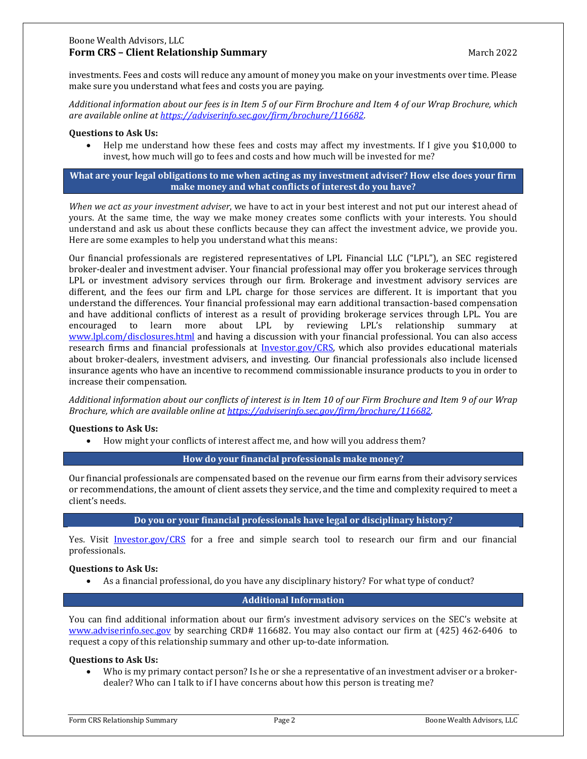investments. Fees and costs will reduce any amount of money you make on your investments over time. Please make sure you understand what fees and costs you are paying.

*Additional information about our fees is in Item 5 of our Firm Brochure and Item 4 of our Wrap Brochure, which are available online at [https://adviserinfo.sec.gov/firm/brochure/116682](https://adviserinfo.sec.gov/firm/brochure/116682).*

**Questions to Ask Us:**

- Help me understand how these fees and costs may affect my investments. If I give you $10,000 to invest, how much will go to fees and costs and how much will be invested for me?

## What are your legal obligations to me when acting as my investment adviser? How else does your firm make money and what conflicts of interest do you have?

*When we act as your investment adviser*, we have to act in your best interest and not put our interest ahead of yours. At the same time, the way we make money creates some conflicts with your interests. You should understand and ask us about these conflicts because they can affect the investment advice, we provide you. Here are some examples to help you understand what this means:

Our financial professionals are registered representatives of LPL Financial LLC ("LPL"), an SEC registered broker-dealer and investment adviser. Your financial professional may offer you brokerage services through LPL or investment advisory services through our firm. Brokerage and investment advisory services are different, and the fees our firm and LPL charge for those services are different. It is important that you understand the differences. Your financial professional may earn additional transaction-based compensation and have additional conflicts of interest as a result of providing brokerage services through LPL. You are encouraged to learn more about LPL by reviewing LPL's relationship summary at [www.lpl.com/disclosures.html](www.lpl.com/disclosures.html) and having a discussion with your financial professional. You can also access research firms and financial professionals at [Investor.gov/CRS](Investor.gov/CRS), which also provides educational materials about broker-dealers, investment advisers, and investing. Our financial professionals also include licensed insurance agents who have an incentive to recommend commissionable insurance products to you in order to increase their compensation.

*Additional information about our conflicts of interest is in Item 10 of our Firm Brochure and Item 9 of our Wrap Brochure, which are available online at [https://adviserinfo.sec.gov/firm/brochure/116682](https://adviserinfo.sec.gov/firm/brochure/116682).*

**Questions to Ask Us:**

- How might your conflicts of interest affect me, and how will you address them?

## How do your financial professionals make money?

Our financial professionals are compensated based on the revenue our firm earns from their advisory services or recommendations, the amount of client assets they service, and the time and complexity required to meet a client's needs.

## Do you or your financial professionals have legal or disciplinary history?

Yes. Visit [Investor.gov/CRS](Investor.gov/CRS) for a free and simple search tool to research our firm and our financial professionals.

**Questions to Ask Us:**

- As a financial professional, do you have any disciplinary history? For what type of conduct?

## Additional Information

You can find additional information about our firm's investment advisory services on the SEC's website at [www.adviserinfo.sec.gov](www.adviserinfo.sec.gov) by searching CRD# 116682. You may also contact our firm at (425) 462-6406 to request a copy of this relationship summary and other up-to-date information.

**Questions to Ask Us:**

- Who is my primary contact person? Is he or she a representative of an investment adviser or a broker-dealer? Who can I talk to if I have concerns about how this person is treating me?